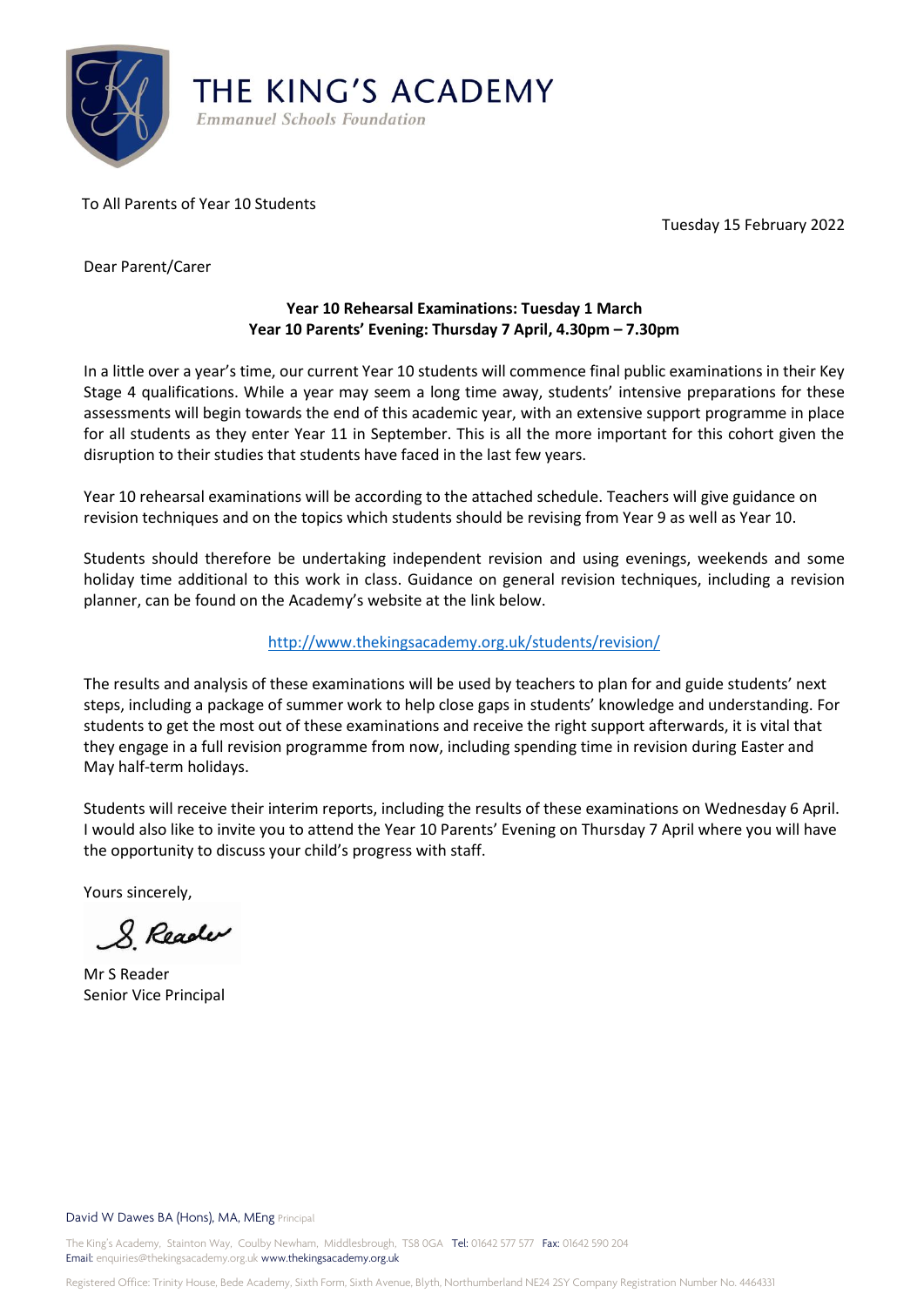# THE KING'S ACADEMY

*Emmanuel Schools Foundation*

To All Parents of Year 10 Students

Tuesday 15 February 2022

Dear Parent/Carer

**Year 10 Rehearsal Examinations: Tuesday 1 March**
**Year 10 Parents' Evening: Thursday 7 April, 4.30pm – 7.30pm**

In a little over a year's time, our current Year 10 students will commence final public examinations in their Key Stage 4 qualifications. While a year may seem a long time away, students' intensive preparations for these assessments will begin towards the end of this academic year, with an extensive support programme in place for all students as they enter Year 11 in September. This is all the more important for this cohort given the disruption to their studies that students have faced in the last few years.

Year 10 rehearsal examinations will be according to the attached schedule. Teachers will give guidance on revision techniques and on the topics which students should be revising from Year 9 as well as Year 10.

Students should therefore be undertaking independent revision and using evenings, weekends and some holiday time additional to this work in class. Guidance on general revision techniques, including a revision planner, can be found on the Academy's website at the link below.

http://www.thekingsacademy.org.uk/students/revision/

The results and analysis of these examinations will be used by teachers to plan for and guide students' next steps, including a package of summer work to help close gaps in students' knowledge and understanding. For students to get the most out of these examinations and receive the right support afterwards, it is vital that they engage in a full revision programme from now, including spending time in revision during Easter and May half-term holidays.

Students will receive their interim reports, including the results of these examinations on Wednesday 6 April. I would also like to invite you to attend the Year 10 Parents' Evening on Thursday 7 April where you will have the opportunity to discuss your child's progress with staff.

Yours sincerely,

S. Reader

Mr S Reader
Senior Vice Principal

David W Dawes BA (Hons), MA, MEng Principal

The King's Academy, Stainton Way, Coulby Newham, Middlesbrough, TS8 0GA Tel: 01642 577 577 Fax: 01642 590 204
Email: enquiries@thekingsacademy.org.uk www.thekingsacademy.org.uk

Registered Office: Trinity House, Bede Academy, Sixth Form, Sixth Avenue, Blyth, Northumberland NE24 2SY Company Registration Number No. 4464331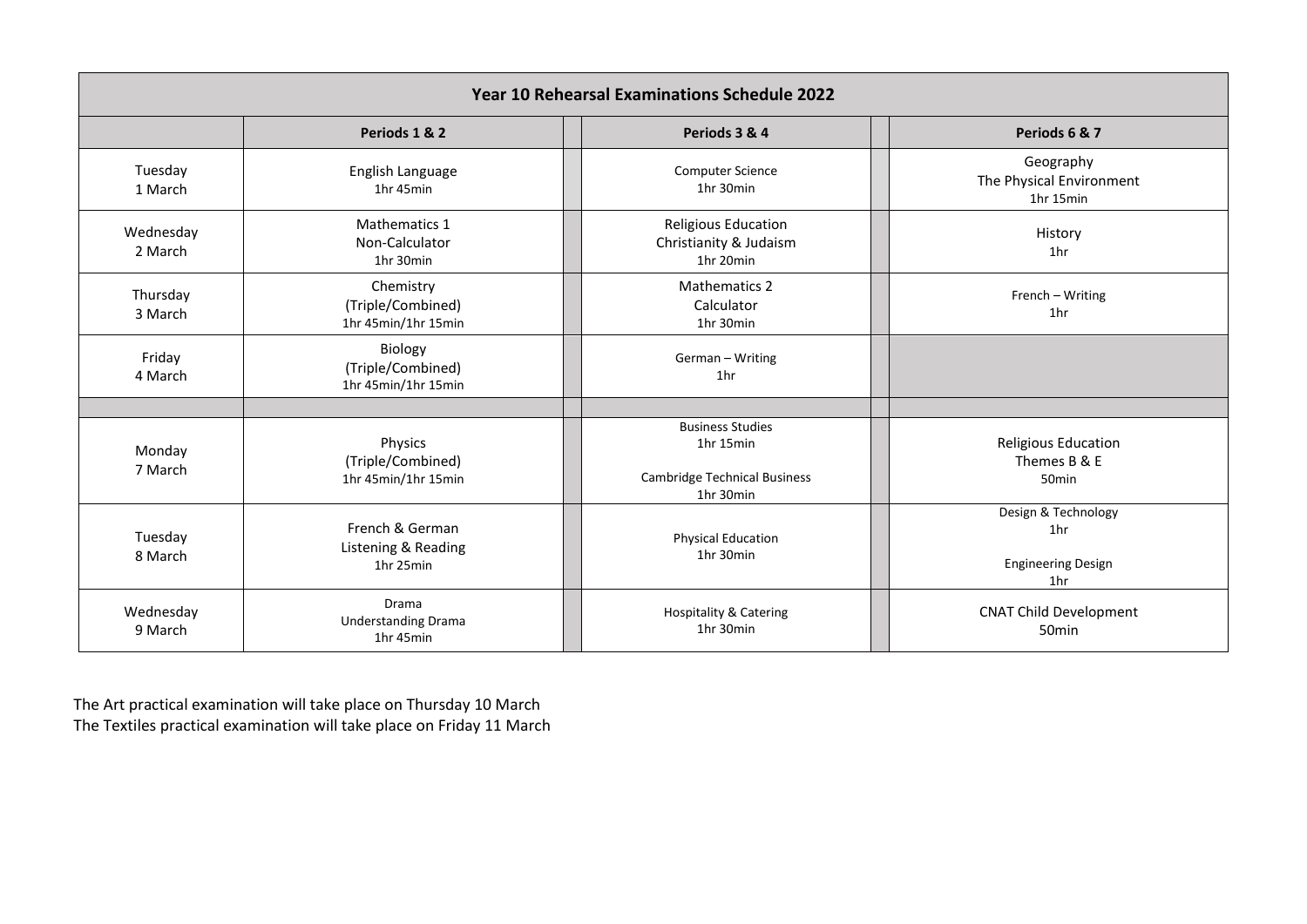## Year 10 Rehearsal Examinations Schedule 2022

| | Periods 1 & 2 | Periods 3 & 4 | Periods 6 & 7 |
|---|---|---|---|
| Tuesday 1 March | English Language 1hr 45min | Computer Science 1hr 30min | Geography The Physical Environment 1hr 15min |
| Wednesday 2 March | Mathematics 1 Non-Calculator 1hr 30min | Religious Education Christianity & Judaism 1hr 20min | History 1hr |
| Thursday 3 March | Chemistry (Triple/Combined) 1hr 45min/1hr 15min | Mathematics 2 Calculator 1hr 30min | French – Writing 1hr |
| Friday 4 March | Biology (Triple/Combined) 1hr 45min/1hr 15min | German – Writing 1hr | |
| | | | |
| Monday 7 March | Physics (Triple/Combined) 1hr 45min/1hr 15min | Business Studies 1hr 15min<br><br>Cambridge Technical Business 1hr 30min | Religious Education Themes B & E 50min |
| Tuesday 8 March | French & German Listening & Reading 1hr 25min | Physical Education 1hr 30min | Design & Technology 1hr<br><br>Engineering Design 1hr |
| Wednesday 9 March | Drama Understanding Drama 1hr 45min | Hospitality & Catering 1hr 30min | CNAT Child Development 50min |

The Art practical examination will take place on Thursday 10 March
The Textiles practical examination will take place on Friday 11 March